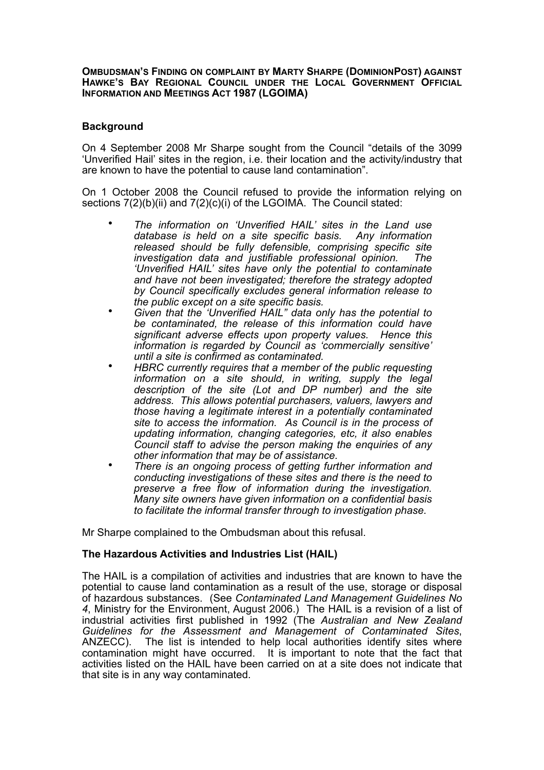**OMBUDSMAN'S FINDING ON COMPLAINT BY MARTY SHARPE (DOMINIONPOST) AGAINST HAWKE'S BAY REGIONAL COUNCIL UNDER THE LOCAL GOVERNMENT OFFICIAL INFORMATION AND MEETINGS ACT 1987 (LGOIMA)**

## Background

On 4 September 2008 Mr Sharpe sought from the Council "details of the 3099 'Unverified Hail' sites in the region, i.e. their location and the activity/industry that are known to have the potential to cause land contamination".

On 1 October 2008 the Council refused to provide the information relying on sections 7(2)(b)(ii) and 7(2)(c)(i) of the LGOIMA. The Council stated:

- *The information on 'Unverified HAIL' sites in the Land use database is held on a site specific basis. Any information released should be fully defensible, comprising specific site investigation data and justifiable professional opinion. The 'Unverified HAIL' sites have only the potential to contaminate and have not been investigated; therefore the strategy adopted by Council specifically excludes general information release to the public except on a site specific basis.*
- *Given that the 'Unverified HAIL" data only has the potential to be contaminated, the release of this information could have significant adverse effects upon property values. Hence this information is regarded by Council as 'commercially sensitive' until a site is confirmed as contaminated.*
- *HBRC currently requires that a member of the public requesting information on a site should, in writing, supply the legal description of the site (Lot and DP number) and the site address. This allows potential purchasers, valuers, lawyers and those having a legitimate interest in a potentially contaminated site to access the information. As Council is in the process of updating information, changing categories, etc, it also enables Council staff to advise the person making the enquiries of any other information that may be of assistance.*
- *There is an ongoing process of getting further information and conducting investigations of these sites and there is the need to preserve a free flow of information during the investigation. Many site owners have given information on a confidential basis to facilitate the informal transfer through to investigation phase.*

Mr Sharpe complained to the Ombudsman about this refusal.

## The Hazardous Activities and Industries List (HAIL)

The HAIL is a compilation of activities and industries that are known to have the potential to cause land contamination as a result of the use, storage or disposal of hazardous substances. (See *Contaminated Land Management Guidelines No 4*, Ministry for the Environment, August 2006.) The HAIL is a revision of a list of industrial activities first published in 1992 (The *Australian and New Zealand Guidelines for the Assessment and Management of Contaminated Sites*, ANZECC). The list is intended to help local authorities identify sites where contamination might have occurred. It is important to note that the fact that activities listed on the HAIL have been carried on at a site does not indicate that that site is in any way contaminated.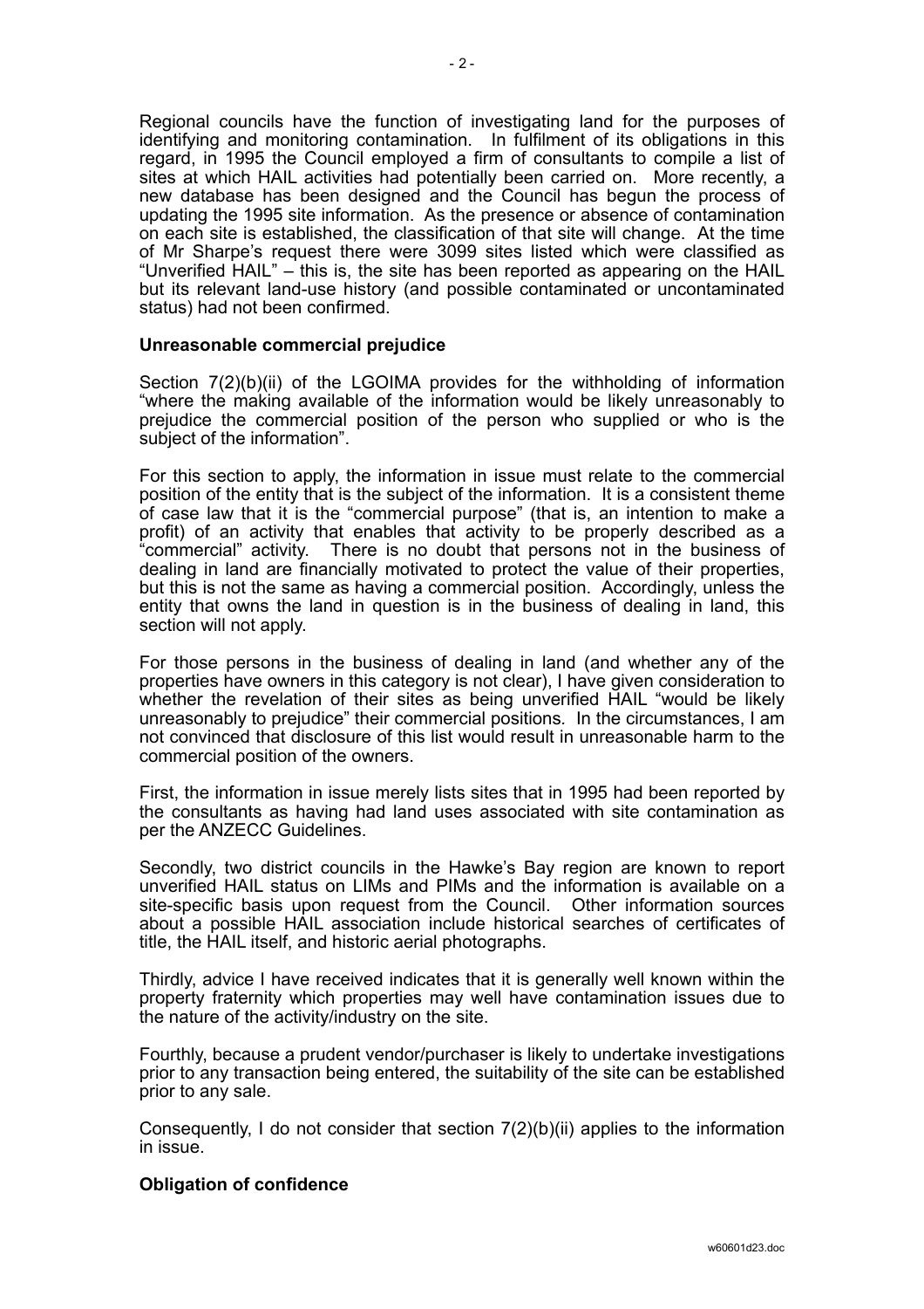Regional councils have the function of investigating land for the purposes of identifying and monitoring contamination. In fulfilment of its obligations in this regard, in 1995 the Council employed a firm of consultants to compile a list of sites at which HAIL activities had potentially been carried on. More recently, a new database has been designed and the Council has begun the process of updating the 1995 site information. As the presence or absence of contamination on each site is established, the classification of that site will change. At the time of Mr Sharpe's request there were 3099 sites listed which were classified as "Unverified HAIL" – this is, the site has been reported as appearing on the HAIL but its relevant land-use history (and possible contaminated or uncontaminated status) had not been confirmed.

**Unreasonable commercial prejudice**

Section 7(2)(b)(ii) of the LGOIMA provides for the withholding of information "where the making available of the information would be likely unreasonably to prejudice the commercial position of the person who supplied or who is the subject of the information".

For this section to apply, the information in issue must relate to the commercial position of the entity that is the subject of the information. It is a consistent theme of case law that it is the "commercial purpose" (that is, an intention to make a profit) of an activity that enables that activity to be properly described as a "commercial" activity. There is no doubt that persons not in the business of dealing in land are financially motivated to protect the value of their properties, but this is not the same as having a commercial position. Accordingly, unless the entity that owns the land in question is in the business of dealing in land, this section will not apply.

For those persons in the business of dealing in land (and whether any of the properties have owners in this category is not clear), I have given consideration to whether the revelation of their sites as being unverified HAIL "would be likely unreasonably to prejudice" their commercial positions. In the circumstances, I am not convinced that disclosure of this list would result in unreasonable harm to the commercial position of the owners.

First, the information in issue merely lists sites that in 1995 had been reported by the consultants as having had land uses associated with site contamination as per the ANZECC Guidelines.

Secondly, two district councils in the Hawke's Bay region are known to report unverified HAIL status on LIMs and PIMs and the information is available on a site-specific basis upon request from the Council. Other information sources about a possible HAIL association include historical searches of certificates of title, the HAIL itself, and historic aerial photographs.

Thirdly, advice I have received indicates that it is generally well known within the property fraternity which properties may well have contamination issues due to the nature of the activity/industry on the site.

Fourthly, because a prudent vendor/purchaser is likely to undertake investigations prior to any transaction being entered, the suitability of the site can be established prior to any sale.

Consequently, I do not consider that section 7(2)(b)(ii) applies to the information in issue.

**Obligation of confidence**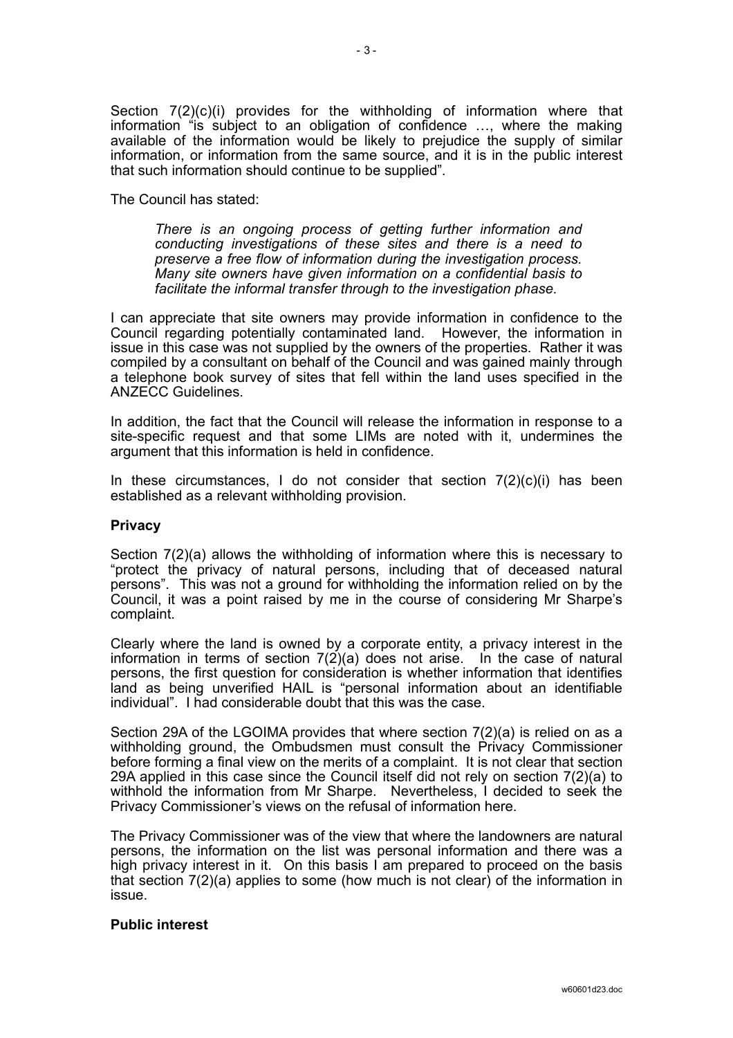Section 7(2)(c)(i) provides for the withholding of information where that information "is subject to an obligation of confidence …, where the making available of the information would be likely to prejudice the supply of similar information, or information from the same source, and it is in the public interest that such information should continue to be supplied".

The Council has stated:

> *There is an ongoing process of getting further information and conducting investigations of these sites and there is a need to preserve a free flow of information during the investigation process. Many site owners have given information on a confidential basis to facilitate the informal transfer through to the investigation phase.*

I can appreciate that site owners may provide information in confidence to the Council regarding potentially contaminated land. However, the information in issue in this case was not supplied by the owners of the properties. Rather it was compiled by a consultant on behalf of the Council and was gained mainly through a telephone book survey of sites that fell within the land uses specified in the ANZECC Guidelines.

In addition, the fact that the Council will release the information in response to a site-specific request and that some LIMs are noted with it, undermines the argument that this information is held in confidence.

In these circumstances, I do not consider that section 7(2)(c)(i) has been established as a relevant withholding provision.

**Privacy**

Section 7(2)(a) allows the withholding of information where this is necessary to "protect the privacy of natural persons, including that of deceased natural persons". This was not a ground for withholding the information relied on by the Council, it was a point raised by me in the course of considering Mr Sharpe's complaint.

Clearly where the land is owned by a corporate entity, a privacy interest in the information in terms of section 7(2)(a) does not arise. In the case of natural persons, the first question for consideration is whether information that identifies land as being unverified HAIL is "personal information about an identifiable individual". I had considerable doubt that this was the case.

Section 29A of the LGOIMA provides that where section 7(2)(a) is relied on as a withholding ground, the Ombudsmen must consult the Privacy Commissioner before forming a final view on the merits of a complaint. It is not clear that section 29A applied in this case since the Council itself did not rely on section 7(2)(a) to withhold the information from Mr Sharpe. Nevertheless, I decided to seek the Privacy Commissioner's views on the refusal of information here.

The Privacy Commissioner was of the view that where the landowners are natural persons, the information on the list was personal information and there was a high privacy interest in it. On this basis I am prepared to proceed on the basis that section 7(2)(a) applies to some (how much is not clear) of the information in issue.

**Public interest**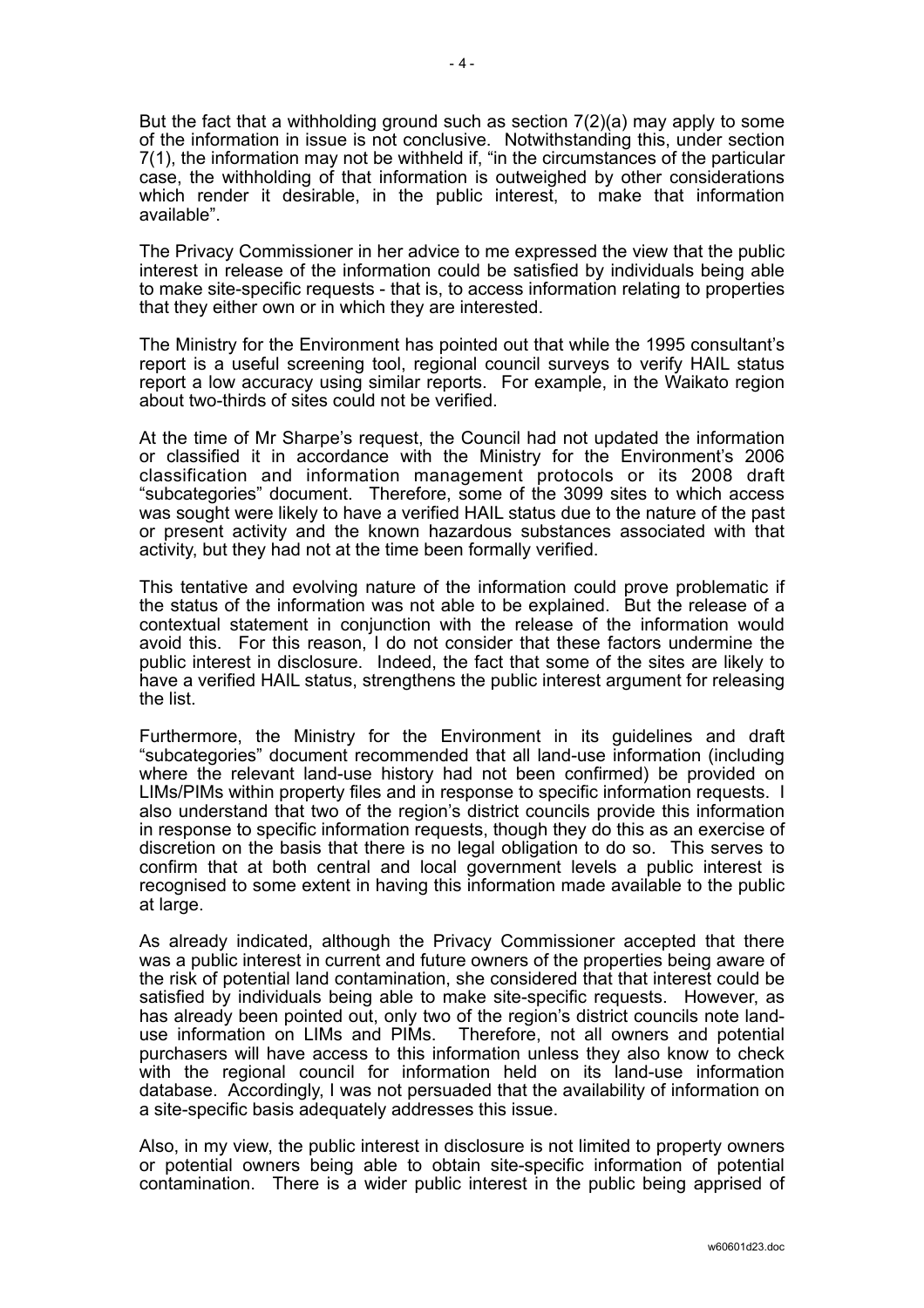But the fact that a withholding ground such as section 7(2)(a) may apply to some of the information in issue is not conclusive. Notwithstanding this, under section 7(1), the information may not be withheld if, "in the circumstances of the particular case, the withholding of that information is outweighed by other considerations which render it desirable, in the public interest, to make that information available".

The Privacy Commissioner in her advice to me expressed the view that the public interest in release of the information could be satisfied by individuals being able to make site-specific requests - that is, to access information relating to properties that they either own or in which they are interested.

The Ministry for the Environment has pointed out that while the 1995 consultant's report is a useful screening tool, regional council surveys to verify HAIL status report a low accuracy using similar reports. For example, in the Waikato region about two-thirds of sites could not be verified.

At the time of Mr Sharpe's request, the Council had not updated the information or classified it in accordance with the Ministry for the Environment's 2006 classification and information management protocols or its 2008 draft "subcategories" document. Therefore, some of the 3099 sites to which access was sought were likely to have a verified HAIL status due to the nature of the past or present activity and the known hazardous substances associated with that activity, but they had not at the time been formally verified.

This tentative and evolving nature of the information could prove problematic if the status of the information was not able to be explained. But the release of a contextual statement in conjunction with the release of the information would avoid this. For this reason, I do not consider that these factors undermine the public interest in disclosure. Indeed, the fact that some of the sites are likely to have a verified HAIL status, strengthens the public interest argument for releasing the list.

Furthermore, the Ministry for the Environment in its guidelines and draft "subcategories" document recommended that all land-use information (including where the relevant land-use history had not been confirmed) be provided on LIMs/PIMs within property files and in response to specific information requests. I also understand that two of the region's district councils provide this information in response to specific information requests, though they do this as an exercise of discretion on the basis that there is no legal obligation to do so. This serves to confirm that at both central and local government levels a public interest is recognised to some extent in having this information made available to the public at large.

As already indicated, although the Privacy Commissioner accepted that there was a public interest in current and future owners of the properties being aware of the risk of potential land contamination, she considered that that interest could be satisfied by individuals being able to make site-specific requests. However, as has already been pointed out, only two of the region's district councils note land-use information on LIMs and PIMs. Therefore, not all owners and potential purchasers will have access to this information unless they also know to check with the regional council for information held on its land-use information database. Accordingly, I was not persuaded that the availability of information on a site-specific basis adequately addresses this issue.

Also, in my view, the public interest in disclosure is not limited to property owners or potential owners being able to obtain site-specific information of potential contamination. There is a wider public interest in the public being apprised of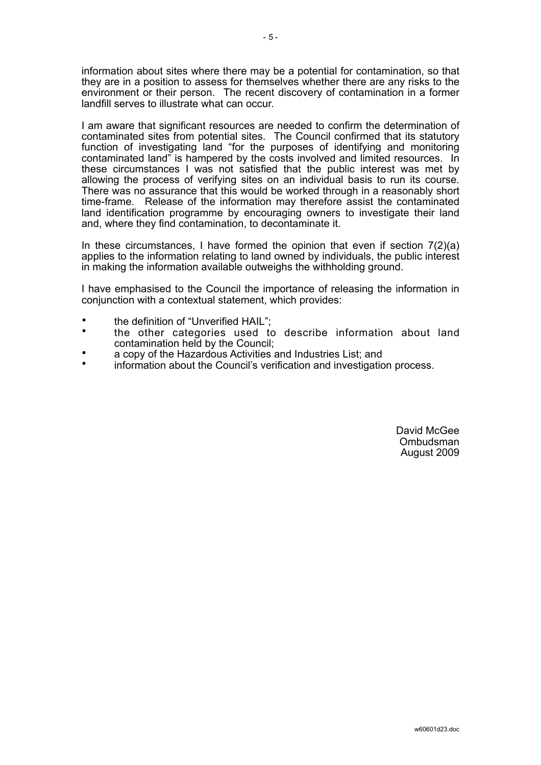information about sites where there may be a potential for contamination, so that they are in a position to assess for themselves whether there are any risks to the environment or their person. The recent discovery of contamination in a former landfill serves to illustrate what can occur.

I am aware that significant resources are needed to confirm the determination of contaminated sites from potential sites. The Council confirmed that its statutory function of investigating land "for the purposes of identifying and monitoring contaminated land" is hampered by the costs involved and limited resources. In these circumstances I was not satisfied that the public interest was met by allowing the process of verifying sites on an individual basis to run its course. There was no assurance that this would be worked through in a reasonably short time-frame. Release of the information may therefore assist the contaminated land identification programme by encouraging owners to investigate their land and, where they find contamination, to decontaminate it.

In these circumstances, I have formed the opinion that even if section 7(2)(a) applies to the information relating to land owned by individuals, the public interest in making the information available outweighs the withholding ground.

I have emphasised to the Council the importance of releasing the information in conjunction with a contextual statement, which provides:

- the definition of "Unverified HAIL";
- the other categories used to describe information about land contamination held by the Council;
- a copy of the Hazardous Activities and Industries List; and
- information about the Council's verification and investigation process.

David McGee
Ombudsman
August 2009

w60601d23.doc